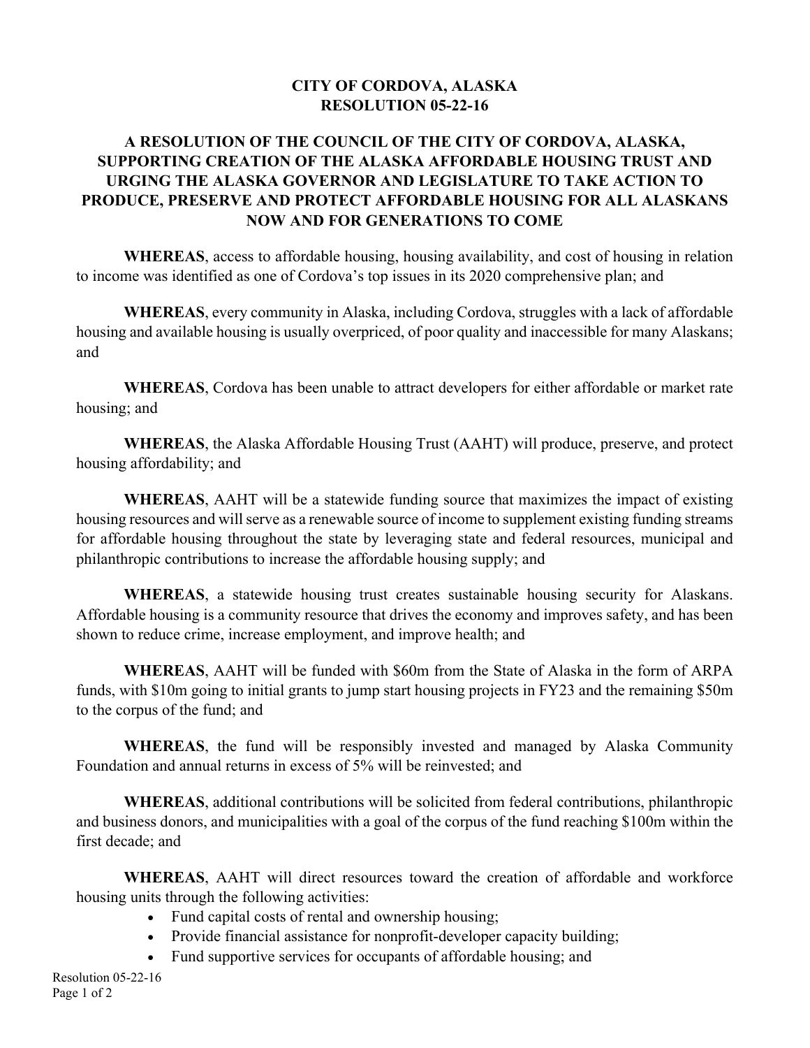# CITY OF CORDOVA, ALASKA
# RESOLUTION 05-22-16

## A RESOLUTION OF THE COUNCIL OF THE CITY OF CORDOVA, ALASKA, SUPPORTING CREATION OF THE ALASKA AFFORDABLE HOUSING TRUST AND URGING THE ALASKA GOVERNOR AND LEGISLATURE TO TAKE ACTION TO PRODUCE, PRESERVE AND PROTECT AFFORDABLE HOUSING FOR ALL ALASKANS NOW AND FOR GENERATIONS TO COME

**WHEREAS**, access to affordable housing, housing availability, and cost of housing in relation to income was identified as one of Cordova's top issues in its 2020 comprehensive plan; and

**WHEREAS**, every community in Alaska, including Cordova, struggles with a lack of affordable housing and available housing is usually overpriced, of poor quality and inaccessible for many Alaskans; and

**WHEREAS**, Cordova has been unable to attract developers for either affordable or market rate housing; and

**WHEREAS**, the Alaska Affordable Housing Trust (AAHT) will produce, preserve, and protect housing affordability; and

**WHEREAS**, AAHT will be a statewide funding source that maximizes the impact of existing housing resources and will serve as a renewable source of income to supplement existing funding streams for affordable housing throughout the state by leveraging state and federal resources, municipal and philanthropic contributions to increase the affordable housing supply; and

**WHEREAS**, a statewide housing trust creates sustainable housing security for Alaskans. Affordable housing is a community resource that drives the economy and improves safety, and has been shown to reduce crime, increase employment, and improve health; and

**WHEREAS**, AAHT will be funded with $60m from the State of Alaska in the form of ARPA funds, with $10m going to initial grants to jump start housing projects in FY23 and the remaining $50m to the corpus of the fund; and

**WHEREAS**, the fund will be responsibly invested and managed by Alaska Community Foundation and annual returns in excess of 5% will be reinvested; and

**WHEREAS**, additional contributions will be solicited from federal contributions, philanthropic and business donors, and municipalities with a goal of the corpus of the fund reaching $100m within the first decade; and

**WHEREAS**, AAHT will direct resources toward the creation of affordable and workforce housing units through the following activities:

- Fund capital costs of rental and ownership housing;
- Provide financial assistance for nonprofit-developer capacity building;
- Fund supportive services for occupants of affordable housing; and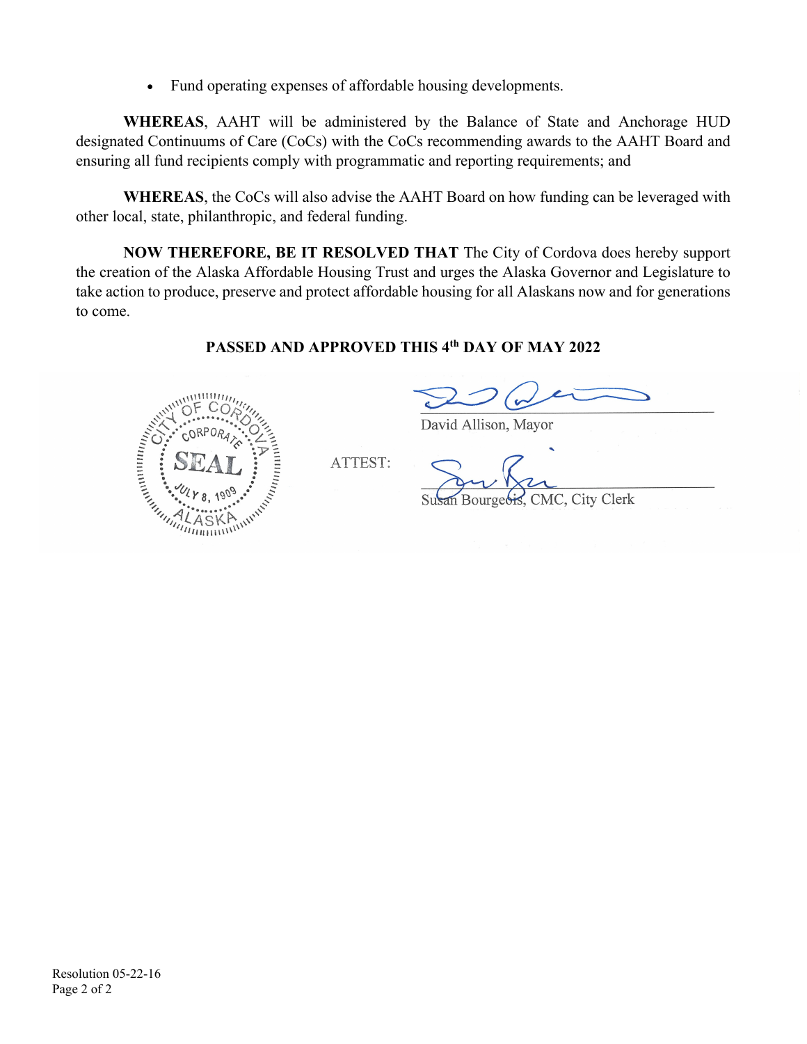- Fund operating expenses of affordable housing developments.

**WHEREAS**, AAHT will be administered by the Balance of State and Anchorage HUD designated Continuums of Care (CoCs) with the CoCs recommending awards to the AAHT Board and ensuring all fund recipients comply with programmatic and reporting requirements; and

**WHEREAS**, the CoCs will also advise the AAHT Board on how funding can be leveraged with other local, state, philanthropic, and federal funding.

**NOW THEREFORE, BE IT RESOLVED THAT** The City of Cordova does hereby support the creation of the Alaska Affordable Housing Trust and urges the Alaska Governor and Legislature to take action to produce, preserve and protect affordable housing for all Alaskans now and for generations to come.

**PASSED AND APPROVED THIS 4th DAY OF MAY 2022**

CITY OF CORDOVA CORPORATE SEAL JULY 8, 1909 ALASKA

David Allison, Mayor

ATTEST:

Susan Bourgeois, CMC, City Clerk

Resolution 05-22-16